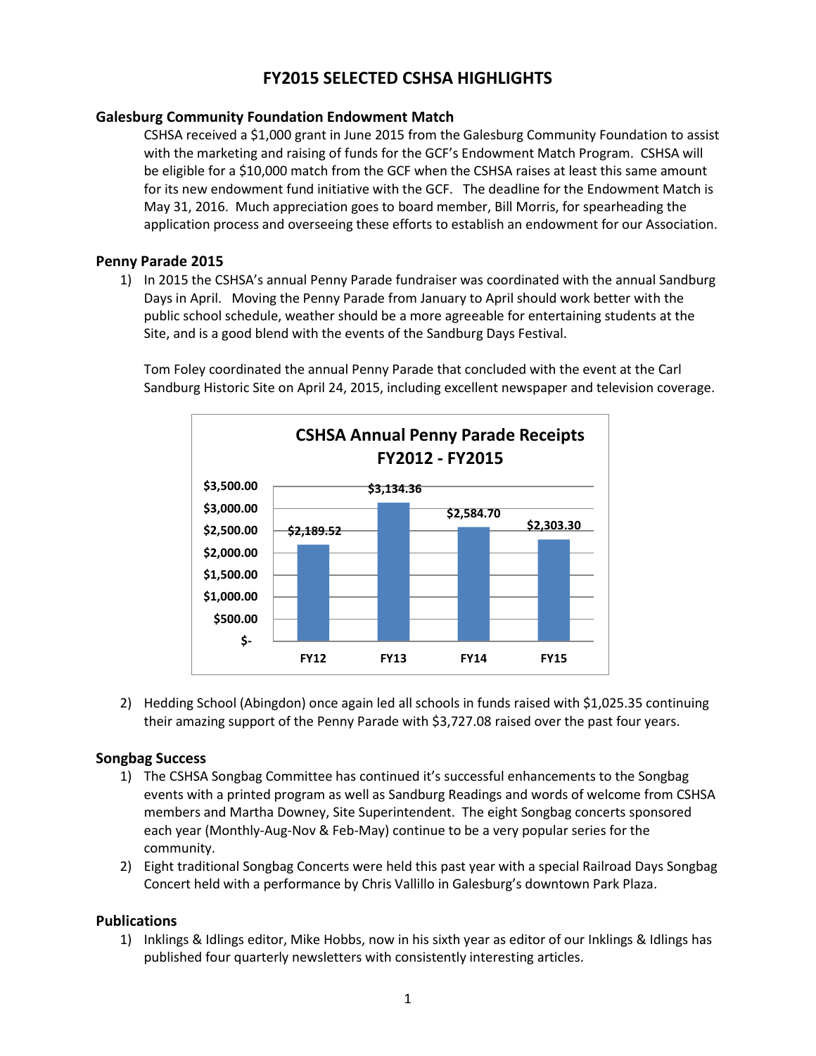# FY2015 SELECTED CSHSA HIGHLIGHTS

## Galesburg Community Foundation Endowment Match

CSHSA received a $1,000 grant in June 2015 from the Galesburg Community Foundation to assist with the marketing and raising of funds for the GCF's Endowment Match Program. CSHSA will be eligible for a $10,000 match from the GCF when the CSHSA raises at least this same amount for its new endowment fund initiative with the GCF. The deadline for the Endowment Match is May 31, 2016. Much appreciation goes to board member, Bill Morris, for spearheading the application process and overseeing these efforts to establish an endowment for our Association.

## Penny Parade 2015

1) In 2015 the CSHSA's annual Penny Parade fundraiser was coordinated with the annual Sandburg Days in April. Moving the Penny Parade from January to April should work better with the public school schedule, weather should be a more agreeable for entertaining students at the Site, and is a good blend with the events of the Sandburg Days Festival.

   Tom Foley coordinated the annual Penny Parade that concluded with the event at the Carl Sandburg Historic Site on April 24, 2015, including excellent newspaper and television coverage.

**CSHSA Annual Penny Parade Receipts FY2012 - FY2015**

| FY12 | FY13 | FY14 | FY15 |
|---|---|---|---|
| $2,189.52 | $3,134.36 | $2,584.70 | $2,303.30 |

2) Hedding School (Abingdon) once again led all schools in funds raised with $1,025.35 continuing their amazing support of the Penny Parade with $3,727.08 raised over the past four years.

## Songbag Success

1) The CSHSA Songbag Committee has continued it's successful enhancements to the Songbag events with a printed program as well as Sandburg Readings and words of welcome from CSHSA members and Martha Downey, Site Superintendent. The eight Songbag concerts sponsored each year (Monthly-Aug-Nov & Feb-May) continue to be a very popular series for the community.
2) Eight traditional Songbag Concerts were held this past year with a special Railroad Days Songbag Concert held with a performance by Chris Vallillo in Galesburg's downtown Park Plaza.

## Publications

1) Inklings & Idlings editor, Mike Hobbs, now in his sixth year as editor of our Inklings & Idlings has published four quarterly newsletters with consistently interesting articles.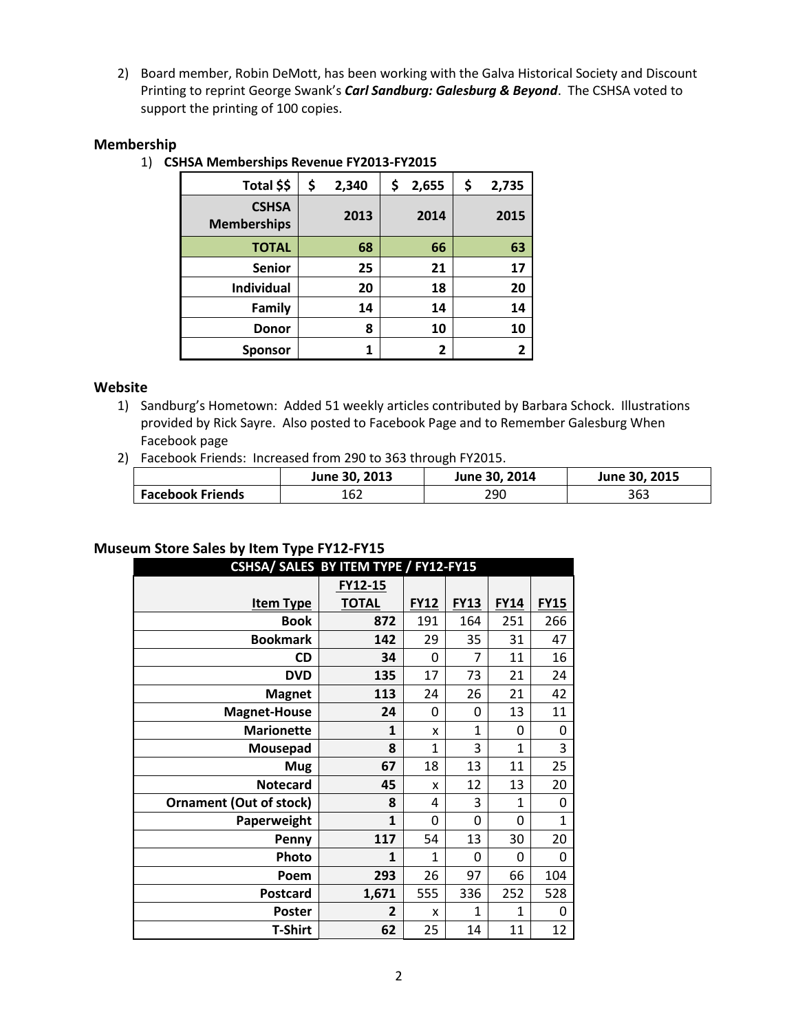2) Board member, Robin DeMott, has been working with the Galva Historical Society and Discount Printing to reprint George Swank's ***Carl Sandburg: Galesburg & Beyond***. The CSHSA voted to support the printing of 100 copies.

## Membership

1) **CSHSA Memberships Revenue FY2013-FY2015**

| Total $$ | $ 2,340 | $ 2,655 | $ 2,735 |
|---|---|---|---|
| **CSHSA Memberships** | **2013** | **2014** | **2015** |
| **TOTAL** | **68** | **66** | **63** |
| **Senior** | **25** | **21** | **17** |
| **Individual** | **20** | **18** | **20** |
| **Family** | **14** | **14** | **14** |
| **Donor** | **8** | **10** | **10** |
| **Sponsor** | **1** | **2** | **2** |

## Website

1) Sandburg's Hometown: Added 51 weekly articles contributed by Barbara Schock. Illustrations provided by Rick Sayre. Also posted to Facebook Page and to Remember Galesburg When Facebook page
2) Facebook Friends: Increased from 290 to 363 through FY2015.

| | June 30, 2013 | June 30, 2014 | June 30, 2015 |
|---|---|---|---|
| **Facebook Friends** | 162 | 290 | 363 |

## Museum Store Sales by Item Type FY12-FY15

| CSHSA/ SALES BY ITEM TYPE / FY12-FY15 | | | | | |
|---|---|---|---|---|---|
| **Item Type** | **FY12-15 TOTAL** | **FY12** | **FY13** | **FY14** | **FY15** |
| **Book** | **872** | 191 | 164 | 251 | 266 |
| **Bookmark** | **142** | 29 | 35 | 31 | 47 |
| **CD** | **34** | 0 | 7 | 11 | 16 |
| **DVD** | **135** | 17 | 73 | 21 | 24 |
| **Magnet** | **113** | 24 | 26 | 21 | 42 |
| **Magnet-House** | **24** | 0 | 0 | 13 | 11 |
| **Marionette** | **1** | x | 1 | 0 | 0 |
| **Mousepad** | **8** | 1 | 3 | 1 | 3 |
| **Mug** | **67** | 18 | 13 | 11 | 25 |
| **Notecard** | **45** | x | 12 | 13 | 20 |
| **Ornament (Out of stock)** | **8** | 4 | 3 | 1 | 0 |
| **Paperweight** | **1** | 0 | 0 | 0 | 1 |
| **Penny** | **117** | 54 | 13 | 30 | 20 |
| **Photo** | **1** | 1 | 0 | 0 | 0 |
| **Poem** | **293** | 26 | 97 | 66 | 104 |
| **Postcard** | **1,671** | 555 | 336 | 252 | 528 |
| **Poster** | **2** | x | 1 | 1 | 0 |
| **T-Shirt** | **62** | 25 | 14 | 11 | 12 |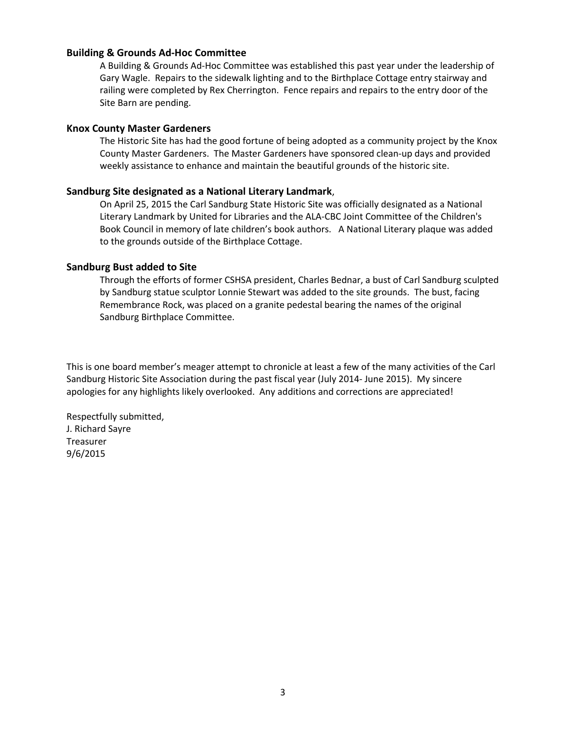**Building & Grounds Ad-Hoc Committee**

A Building & Grounds Ad-Hoc Committee was established this past year under the leadership of Gary Wagle. Repairs to the sidewalk lighting and to the Birthplace Cottage entry stairway and railing were completed by Rex Cherrington. Fence repairs and repairs to the entry door of the Site Barn are pending.

**Knox County Master Gardeners**

The Historic Site has had the good fortune of being adopted as a community project by the Knox County Master Gardeners. The Master Gardeners have sponsored clean-up days and provided weekly assistance to enhance and maintain the beautiful grounds of the historic site.

**Sandburg Site designated as a National Literary Landmark**,

On April 25, 2015 the Carl Sandburg State Historic Site was officially designated as a National Literary Landmark by United for Libraries and the ALA-CBC Joint Committee of the Children's Book Council in memory of late children's book authors. A National Literary plaque was added to the grounds outside of the Birthplace Cottage.

**Sandburg Bust added to Site**

Through the efforts of former CSHSA president, Charles Bednar, a bust of Carl Sandburg sculpted by Sandburg statue sculptor Lonnie Stewart was added to the site grounds. The bust, facing Remembrance Rock, was placed on a granite pedestal bearing the names of the original Sandburg Birthplace Committee.

This is one board member's meager attempt to chronicle at least a few of the many activities of the Carl Sandburg Historic Site Association during the past fiscal year (July 2014- June 2015). My sincere apologies for any highlights likely overlooked. Any additions and corrections are appreciated!

Respectfully submitted,
J. Richard Sayre
Treasurer
9/6/2015